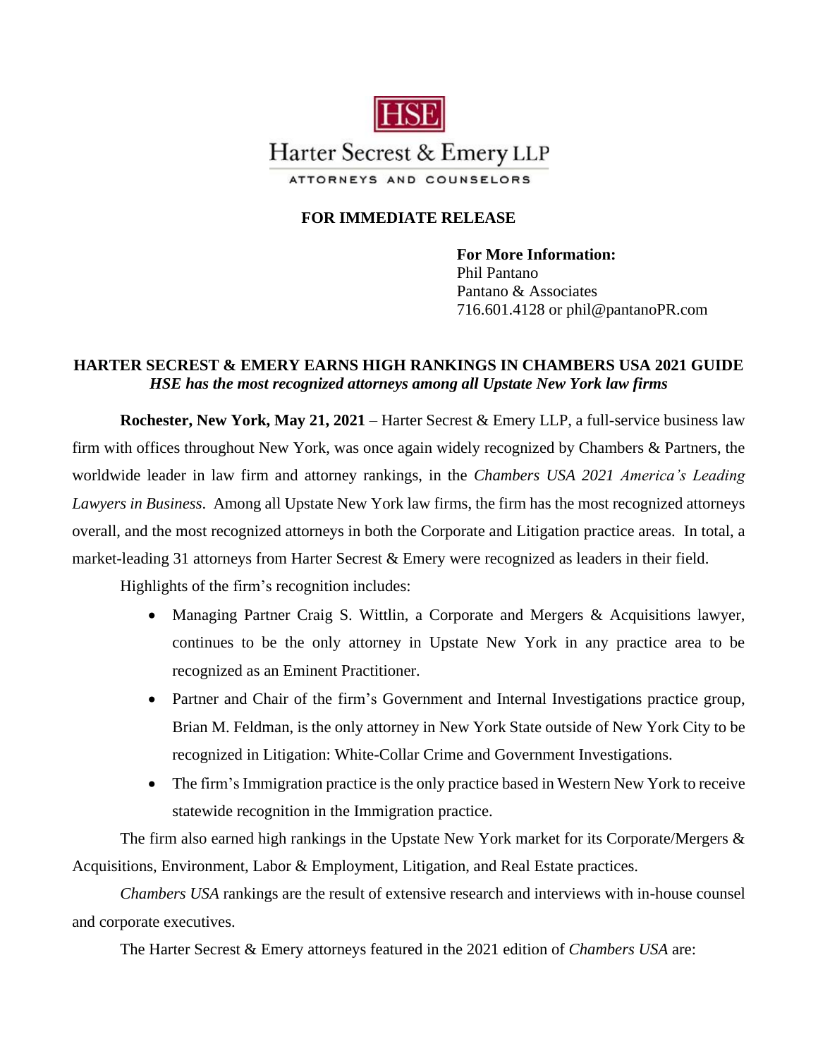HSE

Harter Secrest & Emery LLP

ATTORNEYS AND COUNSELORS

**FOR IMMEDIATE RELEASE**

**For More Information:**
Phil Pantano
Pantano & Associates
716.601.4128 or phil@pantanoPR.com

## HARTER SECREST & EMERY EARNS HIGH RANKINGS IN CHAMBERS USA 2021 GUIDE

***HSE has the most recognized attorneys among all Upstate New York law firms***

**Rochester, New York, May 21, 2021** – Harter Secrest & Emery LLP, a full-service business law firm with offices throughout New York, was once again widely recognized by Chambers & Partners, the worldwide leader in law firm and attorney rankings, in the *Chambers USA 2021 America's Leading Lawyers in Business*. Among all Upstate New York law firms, the firm has the most recognized attorneys overall, and the most recognized attorneys in both the Corporate and Litigation practice areas. In total, a market-leading 31 attorneys from Harter Secrest & Emery were recognized as leaders in their field.

Highlights of the firm's recognition includes:

- Managing Partner Craig S. Wittlin, a Corporate and Mergers & Acquisitions lawyer, continues to be the only attorney in Upstate New York in any practice area to be recognized as an Eminent Practitioner.
- Partner and Chair of the firm's Government and Internal Investigations practice group, Brian M. Feldman, is the only attorney in New York State outside of New York City to be recognized in Litigation: White-Collar Crime and Government Investigations.
- The firm's Immigration practice is the only practice based in Western New York to receive statewide recognition in the Immigration practice.

The firm also earned high rankings in the Upstate New York market for its Corporate/Mergers & Acquisitions, Environment, Labor & Employment, Litigation, and Real Estate practices.

*Chambers USA* rankings are the result of extensive research and interviews with in-house counsel and corporate executives.

The Harter Secrest & Emery attorneys featured in the 2021 edition of *Chambers USA* are: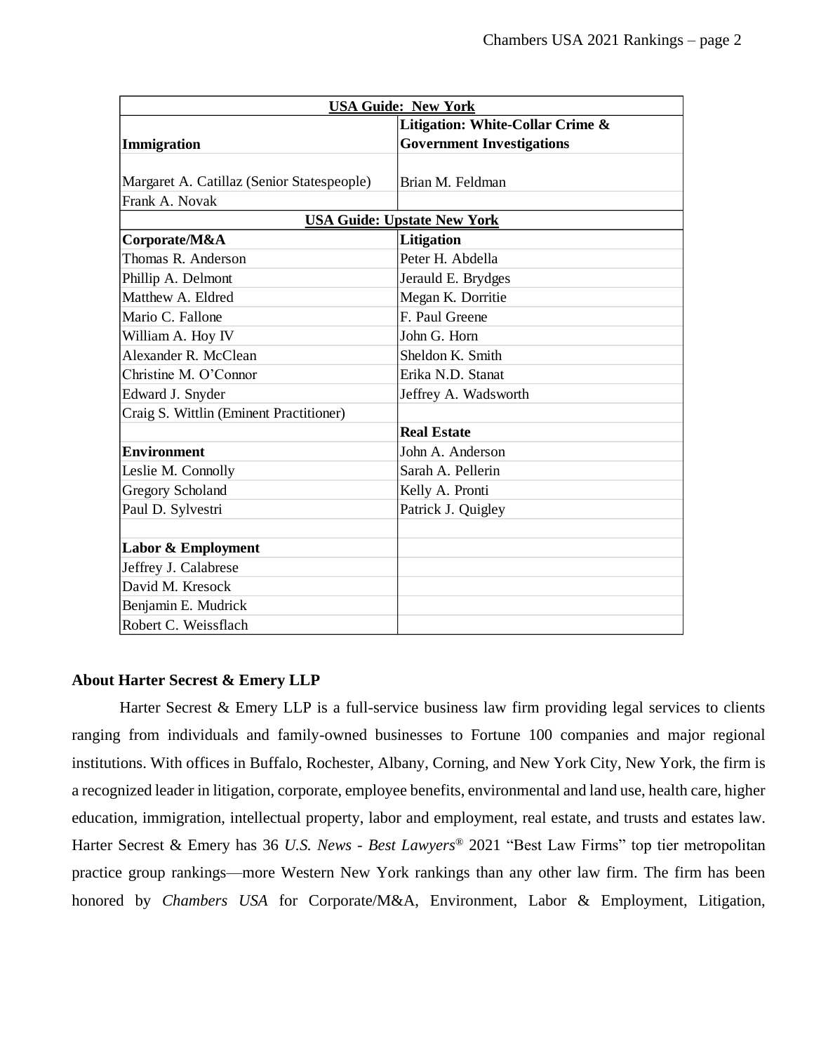| USA Guide: New York | |
|---|---|
| **Immigration** | **Litigation: White-Collar Crime & Government Investigations** |
| Margaret A. Catillaz (Senior Statespeople) | Brian M. Feldman |
| Frank A. Novak | |
| **USA Guide: Upstate New York** | |
| **Corporate/M&A** | **Litigation** |
| Thomas R. Anderson | Peter H. Abdella |
| Phillip A. Delmont | Jerauld E. Brydges |
| Matthew A. Eldred | Megan K. Dorritie |
| Mario C. Fallone | F. Paul Greene |
| William A. Hoy IV | John G. Horn |
| Alexander R. McClean | Sheldon K. Smith |
| Christine M. O'Connor | Erika N.D. Stanat |
| Edward J. Snyder | Jeffrey A. Wadsworth |
| Craig S. Wittlin (Eminent Practitioner) | |
| | **Real Estate** |
| **Environment** | John A. Anderson |
| Leslie M. Connolly | Sarah A. Pellerin |
| Gregory Scholand | Kelly A. Pronti |
| Paul D. Sylvestri | Patrick J. Quigley |
| | |
| **Labor & Employment** | |
| Jeffrey J. Calabrese | |
| David M. Kresock | |
| Benjamin E. Mudrick | |
| Robert C. Weissflach | |

**About Harter Secrest & Emery LLP**

Harter Secrest & Emery LLP is a full-service business law firm providing legal services to clients ranging from individuals and family-owned businesses to Fortune 100 companies and major regional institutions. With offices in Buffalo, Rochester, Albany, Corning, and New York City, New York, the firm is a recognized leader in litigation, corporate, employee benefits, environmental and land use, health care, higher education, immigration, intellectual property, labor and employment, real estate, and trusts and estates law. Harter Secrest & Emery has 36 *U.S. News - Best Lawyers*® 2021 "Best Law Firms" top tier metropolitan practice group rankings—more Western New York rankings than any other law firm. The firm has been honored by *Chambers USA* for Corporate/M&A, Environment, Labor & Employment, Litigation,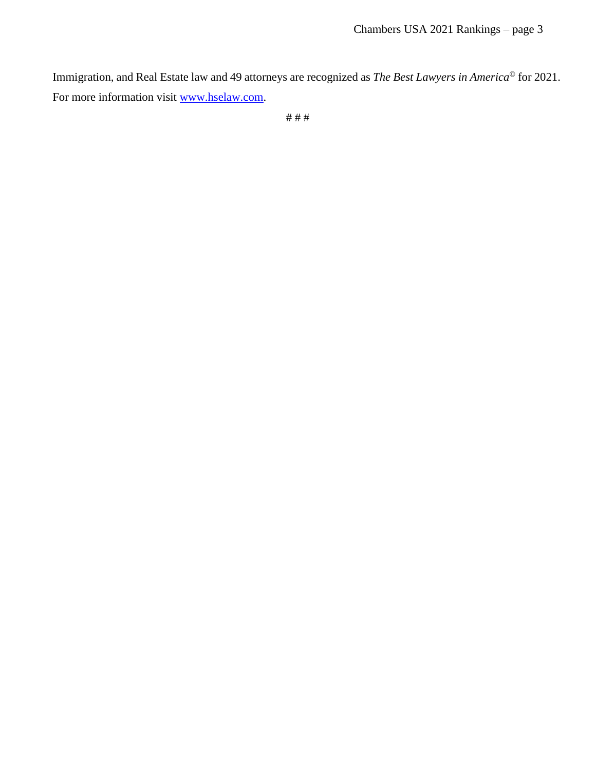Immigration, and Real Estate law and 49 attorneys are recognized as *The Best Lawyers in America*© for 2021. For more information visit [www.hselaw.com](http://www.hselaw.com).

# # #